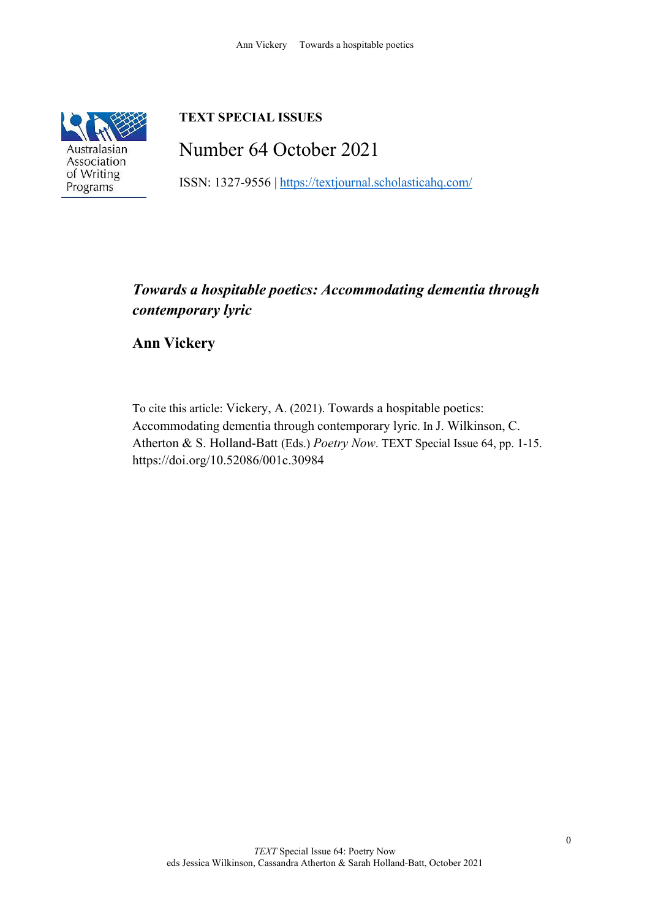Australasian Association of Writing Programs

**TEXT SPECIAL ISSUES**

Number 64 October 2021

ISSN: 1327-9556 | [https://textjournal.scholasticahq.com/](https://textjournal.scholasticahq.com/)

# *Towards a hospitable poetics: Accommodating dementia through contemporary lyric*

## Ann Vickery

To cite this article: Vickery, A. (2021). Towards a hospitable poetics: Accommodating dementia through contemporary lyric. In J. Wilkinson, C. Atherton & S. Holland-Batt (Eds.) *Poetry Now*. TEXT Special Issue 64, pp. 1-15. https://doi.org/10.52086/001c.30984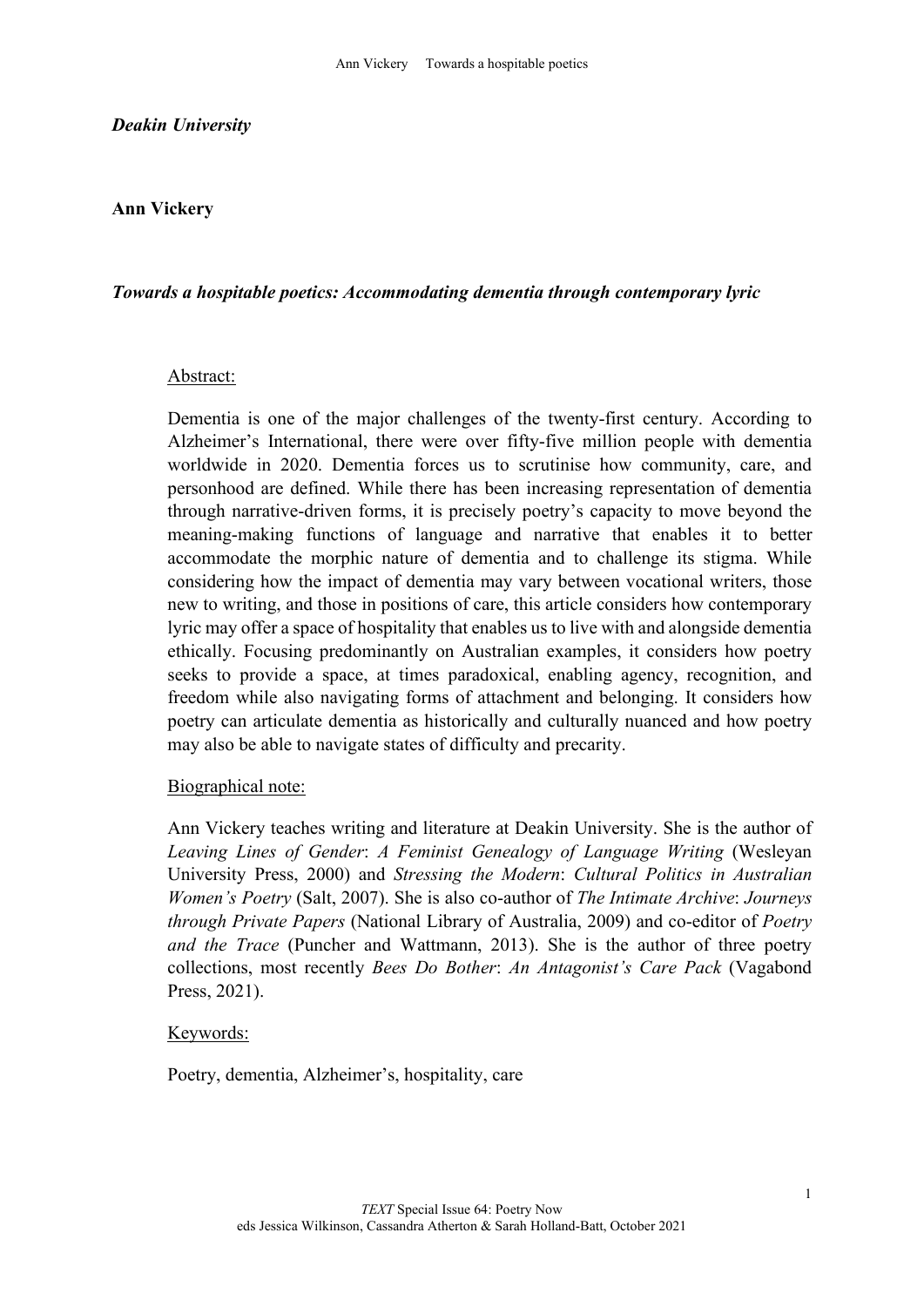*Deakin University*

**Ann Vickery**

***Towards a hospitable poetics: Accommodating dementia through contemporary lyric***

Abstract:

Dementia is one of the major challenges of the twenty-first century. According to Alzheimer's International, there were over fifty-five million people with dementia worldwide in 2020. Dementia forces us to scrutinise how community, care, and personhood are defined. While there has been increasing representation of dementia through narrative-driven forms, it is precisely poetry's capacity to move beyond the meaning-making functions of language and narrative that enables it to better accommodate the morphic nature of dementia and to challenge its stigma. While considering how the impact of dementia may vary between vocational writers, those new to writing, and those in positions of care, this article considers how contemporary lyric may offer a space of hospitality that enables us to live with and alongside dementia ethically. Focusing predominantly on Australian examples, it considers how poetry seeks to provide a space, at times paradoxical, enabling agency, recognition, and freedom while also navigating forms of attachment and belonging. It considers how poetry can articulate dementia as historically and culturally nuanced and how poetry may also be able to navigate states of difficulty and precarity.

Biographical note:

Ann Vickery teaches writing and literature at Deakin University. She is the author of *Leaving Lines of Gender*: *A Feminist Genealogy of Language Writing* (Wesleyan University Press, 2000) and *Stressing the Modern*: *Cultural Politics in Australian Women's Poetry* (Salt, 2007). She is also co-author of *The Intimate Archive*: *Journeys through Private Papers* (National Library of Australia, 2009) and co-editor of *Poetry and the Trace* (Puncher and Wattmann, 2013). She is the author of three poetry collections, most recently *Bees Do Bother*: *An Antagonist's Care Pack* (Vagabond Press, 2021).

Keywords:

Poetry, dementia, Alzheimer's, hospitality, care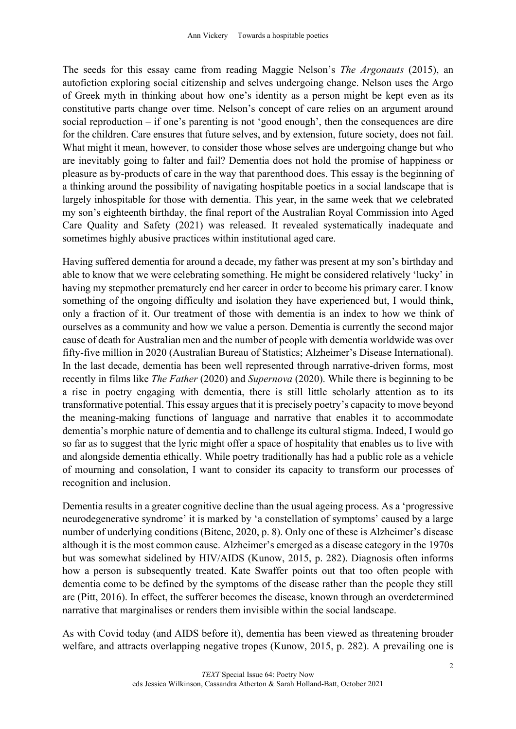The seeds for this essay came from reading Maggie Nelson's *The Argonauts* (2015), an autofiction exploring social citizenship and selves undergoing change. Nelson uses the Argo of Greek myth in thinking about how one's identity as a person might be kept even as its constitutive parts change over time. Nelson's concept of care relies on an argument around social reproduction – if one's parenting is not 'good enough', then the consequences are dire for the children. Care ensures that future selves, and by extension, future society, does not fail. What might it mean, however, to consider those whose selves are undergoing change but who are inevitably going to falter and fail? Dementia does not hold the promise of happiness or pleasure as by-products of care in the way that parenthood does. This essay is the beginning of a thinking around the possibility of navigating hospitable poetics in a social landscape that is largely inhospitable for those with dementia. This year, in the same week that we celebrated my son's eighteenth birthday, the final report of the Australian Royal Commission into Aged Care Quality and Safety (2021) was released. It revealed systematically inadequate and sometimes highly abusive practices within institutional aged care.

Having suffered dementia for around a decade, my father was present at my son's birthday and able to know that we were celebrating something. He might be considered relatively 'lucky' in having my stepmother prematurely end her career in order to become his primary carer. I know something of the ongoing difficulty and isolation they have experienced but, I would think, only a fraction of it. Our treatment of those with dementia is an index to how we think of ourselves as a community and how we value a person. Dementia is currently the second major cause of death for Australian men and the number of people with dementia worldwide was over fifty-five million in 2020 (Australian Bureau of Statistics; Alzheimer's Disease International). In the last decade, dementia has been well represented through narrative-driven forms, most recently in films like *The Father* (2020) and *Supernova* (2020). While there is beginning to be a rise in poetry engaging with dementia, there is still little scholarly attention as to its transformative potential. This essay argues that it is precisely poetry's capacity to move beyond the meaning-making functions of language and narrative that enables it to accommodate dementia's morphic nature of dementia and to challenge its cultural stigma. Indeed, I would go so far as to suggest that the lyric might offer a space of hospitality that enables us to live with and alongside dementia ethically. While poetry traditionally has had a public role as a vehicle of mourning and consolation, I want to consider its capacity to transform our processes of recognition and inclusion.

Dementia results in a greater cognitive decline than the usual ageing process. As a 'progressive neurodegenerative syndrome' it is marked by 'a constellation of symptoms' caused by a large number of underlying conditions (Bitenc, 2020, p. 8). Only one of these is Alzheimer's disease although it is the most common cause. Alzheimer's emerged as a disease category in the 1970s but was somewhat sidelined by HIV/AIDS (Kunow, 2015, p. 282). Diagnosis often informs how a person is subsequently treated. Kate Swaffer points out that too often people with dementia come to be defined by the symptoms of the disease rather than the people they still are (Pitt, 2016). In effect, the sufferer becomes the disease, known through an overdetermined narrative that marginalises or renders them invisible within the social landscape.

As with Covid today (and AIDS before it), dementia has been viewed as threatening broader welfare, and attracts overlapping negative tropes (Kunow, 2015, p. 282). A prevailing one is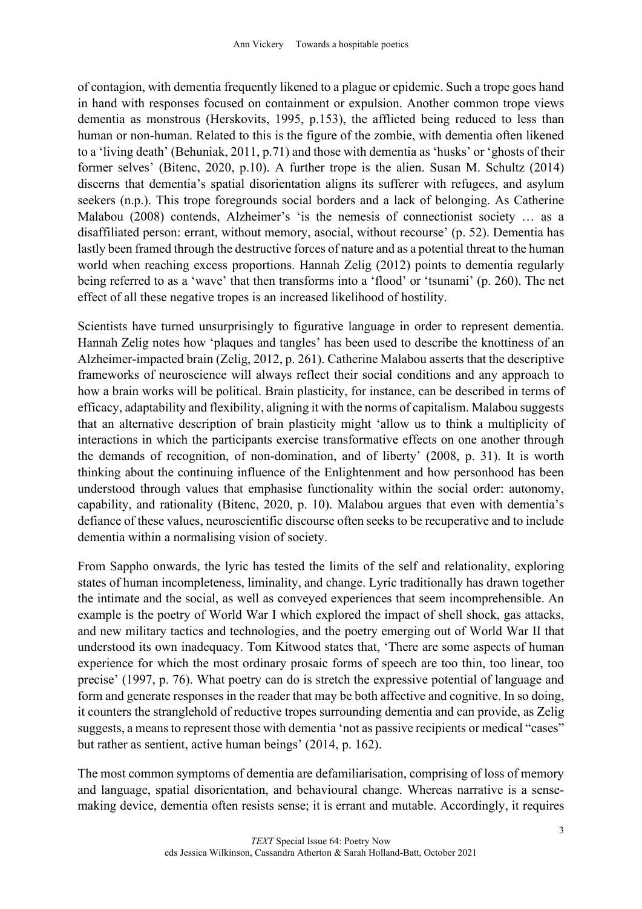of contagion, with dementia frequently likened to a plague or epidemic. Such a trope goes hand in hand with responses focused on containment or expulsion. Another common trope views dementia as monstrous (Herskovits, 1995, p.153), the afflicted being reduced to less than human or non-human. Related to this is the figure of the zombie, with dementia often likened to a 'living death' (Behuniak, 2011, p.71) and those with dementia as 'husks' or 'ghosts of their former selves' (Bitenc, 2020, p.10). A further trope is the alien. Susan M. Schultz (2014) discerns that dementia's spatial disorientation aligns its sufferer with refugees, and asylum seekers (n.p.). This trope foregrounds social borders and a lack of belonging. As Catherine Malabou (2008) contends, Alzheimer's 'is the nemesis of connectionist society … as a disaffiliated person: errant, without memory, asocial, without recourse' (p. 52). Dementia has lastly been framed through the destructive forces of nature and as a potential threat to the human world when reaching excess proportions. Hannah Zelig (2012) points to dementia regularly being referred to as a 'wave' that then transforms into a 'flood' or 'tsunami' (p. 260). The net effect of all these negative tropes is an increased likelihood of hostility.

Scientists have turned unsurprisingly to figurative language in order to represent dementia. Hannah Zelig notes how 'plaques and tangles' has been used to describe the knottiness of an Alzheimer-impacted brain (Zelig, 2012, p. 261). Catherine Malabou asserts that the descriptive frameworks of neuroscience will always reflect their social conditions and any approach to how a brain works will be political. Brain plasticity, for instance, can be described in terms of efficacy, adaptability and flexibility, aligning it with the norms of capitalism. Malabou suggests that an alternative description of brain plasticity might 'allow us to think a multiplicity of interactions in which the participants exercise transformative effects on one another through the demands of recognition, of non-domination, and of liberty' (2008, p. 31). It is worth thinking about the continuing influence of the Enlightenment and how personhood has been understood through values that emphasise functionality within the social order: autonomy, capability, and rationality (Bitenc, 2020, p. 10). Malabou argues that even with dementia's defiance of these values, neuroscientific discourse often seeks to be recuperative and to include dementia within a normalising vision of society.

From Sappho onwards, the lyric has tested the limits of the self and relationality, exploring states of human incompleteness, liminality, and change. Lyric traditionally has drawn together the intimate and the social, as well as conveyed experiences that seem incomprehensible. An example is the poetry of World War I which explored the impact of shell shock, gas attacks, and new military tactics and technologies, and the poetry emerging out of World War II that understood its own inadequacy. Tom Kitwood states that, 'There are some aspects of human experience for which the most ordinary prosaic forms of speech are too thin, too linear, too precise' (1997, p. 76). What poetry can do is stretch the expressive potential of language and form and generate responses in the reader that may be both affective and cognitive. In so doing, it counters the stranglehold of reductive tropes surrounding dementia and can provide, as Zelig suggests, a means to represent those with dementia 'not as passive recipients or medical "cases" but rather as sentient, active human beings' (2014, p. 162).

The most common symptoms of dementia are defamiliarisation, comprising of loss of memory and language, spatial disorientation, and behavioural change. Whereas narrative is a sense-making device, dementia often resists sense; it is errant and mutable. Accordingly, it requires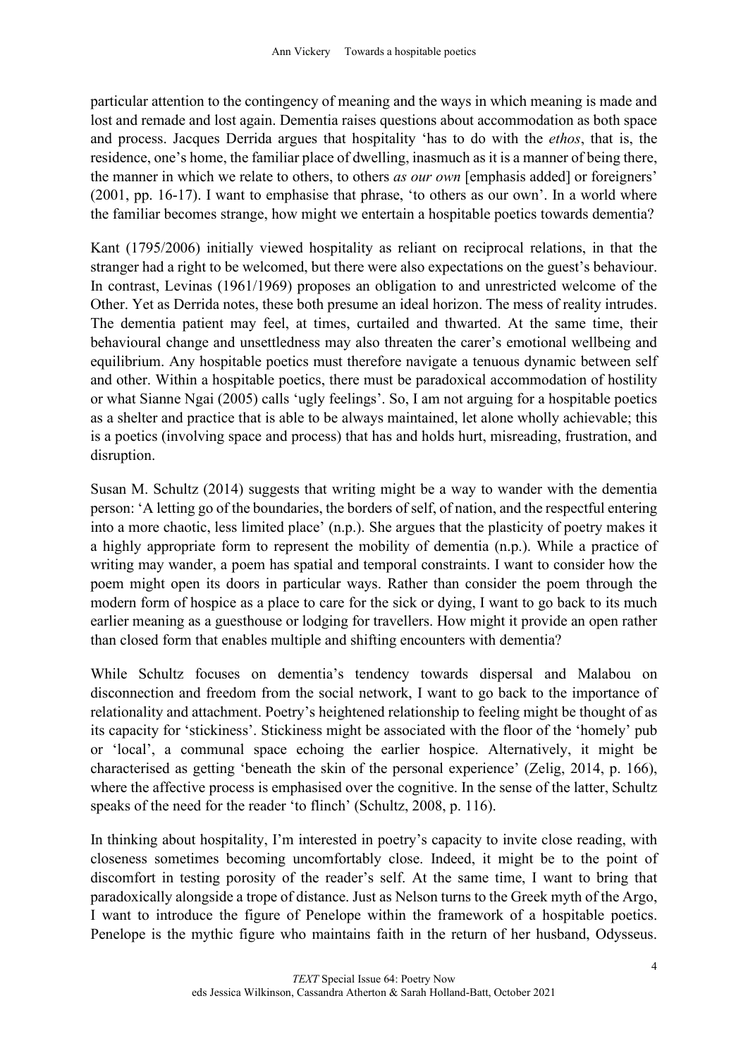particular attention to the contingency of meaning and the ways in which meaning is made and lost and remade and lost again. Dementia raises questions about accommodation as both space and process. Jacques Derrida argues that hospitality 'has to do with the *ethos*, that is, the residence, one's home, the familiar place of dwelling, inasmuch as it is a manner of being there, the manner in which we relate to others, to others *as our own* [emphasis added] or foreigners' (2001, pp. 16-17). I want to emphasise that phrase, 'to others as our own'. In a world where the familiar becomes strange, how might we entertain a hospitable poetics towards dementia?

Kant (1795/2006) initially viewed hospitality as reliant on reciprocal relations, in that the stranger had a right to be welcomed, but there were also expectations on the guest's behaviour. In contrast, Levinas (1961/1969) proposes an obligation to and unrestricted welcome of the Other. Yet as Derrida notes, these both presume an ideal horizon. The mess of reality intrudes. The dementia patient may feel, at times, curtailed and thwarted. At the same time, their behavioural change and unsettledness may also threaten the carer's emotional wellbeing and equilibrium. Any hospitable poetics must therefore navigate a tenuous dynamic between self and other. Within a hospitable poetics, there must be paradoxical accommodation of hostility or what Sianne Ngai (2005) calls 'ugly feelings'. So, I am not arguing for a hospitable poetics as a shelter and practice that is able to be always maintained, let alone wholly achievable; this is a poetics (involving space and process) that has and holds hurt, misreading, frustration, and disruption.

Susan M. Schultz (2014) suggests that writing might be a way to wander with the dementia person: 'A letting go of the boundaries, the borders of self, of nation, and the respectful entering into a more chaotic, less limited place' (n.p.). She argues that the plasticity of poetry makes it a highly appropriate form to represent the mobility of dementia (n.p.). While a practice of writing may wander, a poem has spatial and temporal constraints. I want to consider how the poem might open its doors in particular ways. Rather than consider the poem through the modern form of hospice as a place to care for the sick or dying, I want to go back to its much earlier meaning as a guesthouse or lodging for travellers. How might it provide an open rather than closed form that enables multiple and shifting encounters with dementia?

While Schultz focuses on dementia's tendency towards dispersal and Malabou on disconnection and freedom from the social network, I want to go back to the importance of relationality and attachment. Poetry's heightened relationship to feeling might be thought of as its capacity for 'stickiness'. Stickiness might be associated with the floor of the 'homely' pub or 'local', a communal space echoing the earlier hospice. Alternatively, it might be characterised as getting 'beneath the skin of the personal experience' (Zelig, 2014, p. 166), where the affective process is emphasised over the cognitive. In the sense of the latter, Schultz speaks of the need for the reader 'to flinch' (Schultz, 2008, p. 116).

In thinking about hospitality, I'm interested in poetry's capacity to invite close reading, with closeness sometimes becoming uncomfortably close. Indeed, it might be to the point of discomfort in testing porosity of the reader's self. At the same time, I want to bring that paradoxically alongside a trope of distance. Just as Nelson turns to the Greek myth of the Argo, I want to introduce the figure of Penelope within the framework of a hospitable poetics. Penelope is the mythic figure who maintains faith in the return of her husband, Odysseus.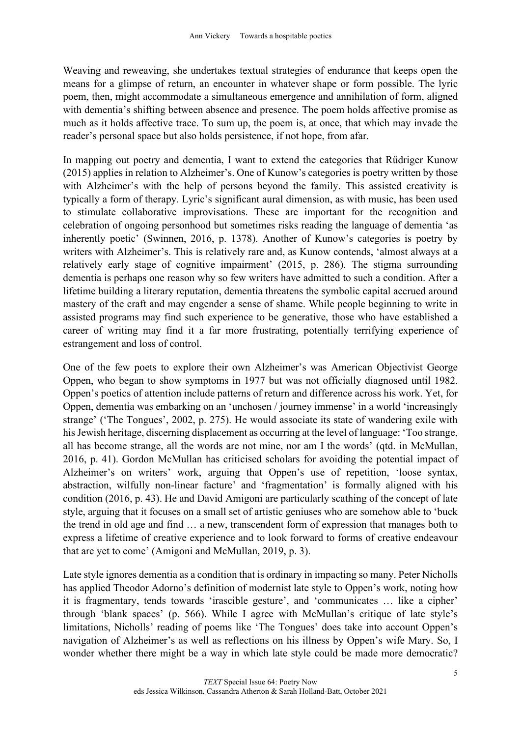Weaving and reweaving, she undertakes textual strategies of endurance that keeps open the means for a glimpse of return, an encounter in whatever shape or form possible. The lyric poem, then, might accommodate a simultaneous emergence and annihilation of form, aligned with dementia's shifting between absence and presence. The poem holds affective promise as much as it holds affective trace. To sum up, the poem is, at once, that which may invade the reader's personal space but also holds persistence, if not hope, from afar.

In mapping out poetry and dementia, I want to extend the categories that Rüdriger Kunow (2015) applies in relation to Alzheimer's. One of Kunow's categories is poetry written by those with Alzheimer's with the help of persons beyond the family. This assisted creativity is typically a form of therapy. Lyric's significant aural dimension, as with music, has been used to stimulate collaborative improvisations. These are important for the recognition and celebration of ongoing personhood but sometimes risks reading the language of dementia 'as inherently poetic' (Swinnen, 2016, p. 1378). Another of Kunow's categories is poetry by writers with Alzheimer's. This is relatively rare and, as Kunow contends, 'almost always at a relatively early stage of cognitive impairment' (2015, p. 286). The stigma surrounding dementia is perhaps one reason why so few writers have admitted to such a condition. After a lifetime building a literary reputation, dementia threatens the symbolic capital accrued around mastery of the craft and may engender a sense of shame. While people beginning to write in assisted programs may find such experience to be generative, those who have established a career of writing may find it a far more frustrating, potentially terrifying experience of estrangement and loss of control.

One of the few poets to explore their own Alzheimer's was American Objectivist George Oppen, who began to show symptoms in 1977 but was not officially diagnosed until 1982. Oppen's poetics of attention include patterns of return and difference across his work. Yet, for Oppen, dementia was embarking on an 'unchosen / journey immense' in a world 'increasingly strange' ('The Tongues', 2002, p. 275). He would associate its state of wandering exile with his Jewish heritage, discerning displacement as occurring at the level of language: 'Too strange, all has become strange, all the words are not mine, nor am I the words' (qtd. in McMullan, 2016, p. 41). Gordon McMullan has criticised scholars for avoiding the potential impact of Alzheimer's on writers' work, arguing that Oppen's use of repetition, 'loose syntax, abstraction, wilfully non-linear facture' and 'fragmentation' is formally aligned with his condition (2016, p. 43). He and David Amigoni are particularly scathing of the concept of late style, arguing that it focuses on a small set of artistic geniuses who are somehow able to 'buck the trend in old age and find … a new, transcendent form of expression that manages both to express a lifetime of creative experience and to look forward to forms of creative endeavour that are yet to come' (Amigoni and McMullan, 2019, p. 3).

Late style ignores dementia as a condition that is ordinary in impacting so many. Peter Nicholls has applied Theodor Adorno's definition of modernist late style to Oppen's work, noting how it is fragmentary, tends towards 'irascible gesture', and 'communicates … like a cipher' through 'blank spaces' (p. 566). While I agree with McMullan's critique of late style's limitations, Nicholls' reading of poems like 'The Tongues' does take into account Oppen's navigation of Alzheimer's as well as reflections on his illness by Oppen's wife Mary. So, I wonder whether there might be a way in which late style could be made more democratic?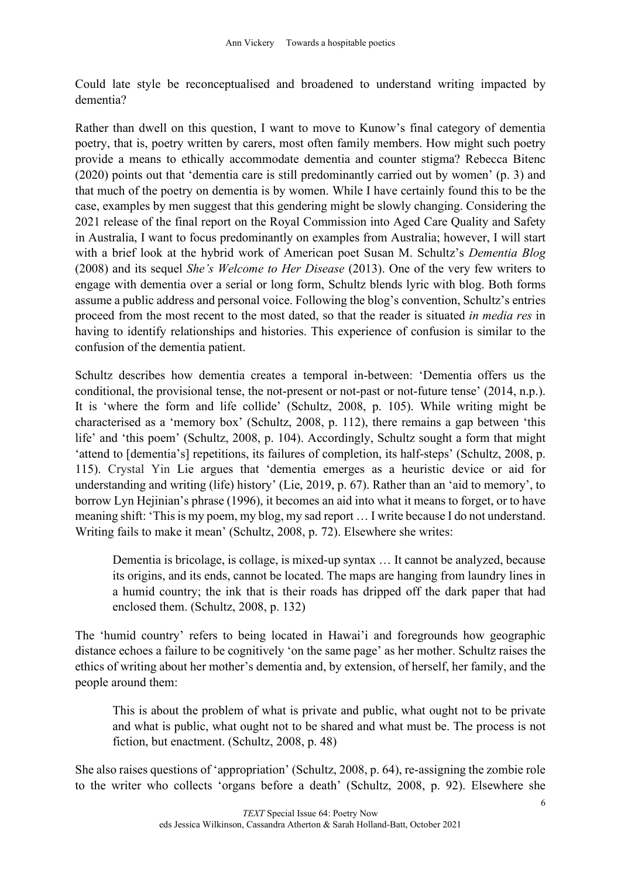Could late style be reconceptualised and broadened to understand writing impacted by dementia?

Rather than dwell on this question, I want to move to Kunow's final category of dementia poetry, that is, poetry written by carers, most often family members. How might such poetry provide a means to ethically accommodate dementia and counter stigma? Rebecca Bitenc (2020) points out that 'dementia care is still predominantly carried out by women' (p. 3) and that much of the poetry on dementia is by women. While I have certainly found this to be the case, examples by men suggest that this gendering might be slowly changing. Considering the 2021 release of the final report on the Royal Commission into Aged Care Quality and Safety in Australia, I want to focus predominantly on examples from Australia; however, I will start with a brief look at the hybrid work of American poet Susan M. Schultz's *Dementia Blog* (2008) and its sequel *She's Welcome to Her Disease* (2013). One of the very few writers to engage with dementia over a serial or long form, Schultz blends lyric with blog. Both forms assume a public address and personal voice. Following the blog's convention, Schultz's entries proceed from the most recent to the most dated, so that the reader is situated *in media res* in having to identify relationships and histories. This experience of confusion is similar to the confusion of the dementia patient.

Schultz describes how dementia creates a temporal in-between: 'Dementia offers us the conditional, the provisional tense, the not-present or not-past or not-future tense' (2014, n.p.). It is 'where the form and life collide' (Schultz, 2008, p. 105). While writing might be characterised as a 'memory box' (Schultz, 2008, p. 112), there remains a gap between 'this life' and 'this poem' (Schultz, 2008, p. 104). Accordingly, Schultz sought a form that might 'attend to [dementia's] repetitions, its failures of completion, its half-steps' (Schultz, 2008, p. 115). Crystal Yin Lie argues that 'dementia emerges as a heuristic device or aid for understanding and writing (life) history' (Lie, 2019, p. 67). Rather than an 'aid to memory', to borrow Lyn Hejinian's phrase (1996), it becomes an aid into what it means to forget, or to have meaning shift: 'This is my poem, my blog, my sad report … I write because I do not understand. Writing fails to make it mean' (Schultz, 2008, p. 72). Elsewhere she writes:

> Dementia is bricolage, is collage, is mixed-up syntax … It cannot be analyzed, because its origins, and its ends, cannot be located. The maps are hanging from laundry lines in a humid country; the ink that is their roads has dripped off the dark paper that had enclosed them. (Schultz, 2008, p. 132)

The 'humid country' refers to being located in Hawai'i and foregrounds how geographic distance echoes a failure to be cognitively 'on the same page' as her mother. Schultz raises the ethics of writing about her mother's dementia and, by extension, of herself, her family, and the people around them:

> This is about the problem of what is private and public, what ought not to be private and what is public, what ought not to be shared and what must be. The process is not fiction, but enactment. (Schultz, 2008, p. 48)

She also raises questions of 'appropriation' (Schultz, 2008, p. 64), re-assigning the zombie role to the writer who collects 'organs before a death' (Schultz, 2008, p. 92). Elsewhere she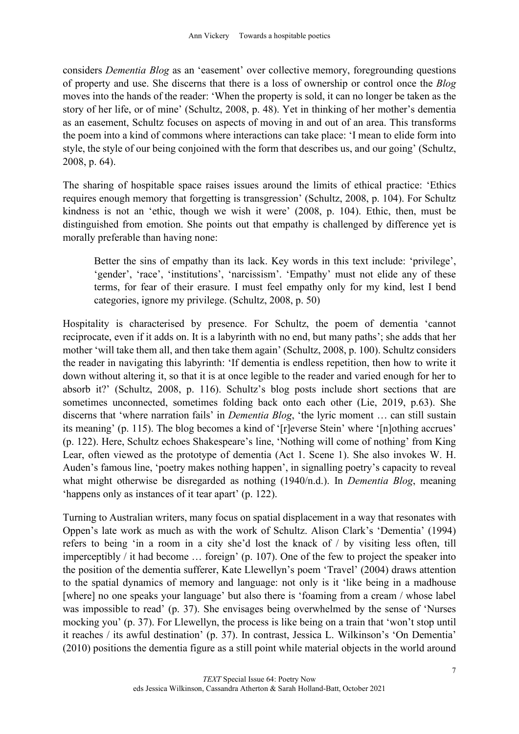considers *Dementia Blog* as an 'easement' over collective memory, foregrounding questions of property and use. She discerns that there is a loss of ownership or control once the *Blog* moves into the hands of the reader: 'When the property is sold, it can no longer be taken as the story of her life, or of mine' (Schultz, 2008, p. 48). Yet in thinking of her mother's dementia as an easement, Schultz focuses on aspects of moving in and out of an area. This transforms the poem into a kind of commons where interactions can take place: 'I mean to elide form into style, the style of our being conjoined with the form that describes us, and our going' (Schultz, 2008, p. 64).

The sharing of hospitable space raises issues around the limits of ethical practice: 'Ethics requires enough memory that forgetting is transgression' (Schultz, 2008, p. 104). For Schultz kindness is not an 'ethic, though we wish it were' (2008, p. 104). Ethic, then, must be distinguished from emotion. She points out that empathy is challenged by difference yet is morally preferable than having none:

> Better the sins of empathy than its lack. Key words in this text include: 'privilege', 'gender', 'race', 'institutions', 'narcissism'. 'Empathy' must not elide any of these terms, for fear of their erasure. I must feel empathy only for my kind, lest I bend categories, ignore my privilege. (Schultz, 2008, p. 50)

Hospitality is characterised by presence. For Schultz, the poem of dementia 'cannot reciprocate, even if it adds on. It is a labyrinth with no end, but many paths'; she adds that her mother 'will take them all, and then take them again' (Schultz, 2008, p. 100). Schultz considers the reader in navigating this labyrinth: 'If dementia is endless repetition, then how to write it down without altering it, so that it is at once legible to the reader and varied enough for her to absorb it?' (Schultz, 2008, p. 116). Schultz's blog posts include short sections that are sometimes unconnected, sometimes folding back onto each other (Lie, 2019, p.63). She discerns that 'where narration fails' in *Dementia Blog*, 'the lyric moment … can still sustain its meaning' (p. 115). The blog becomes a kind of '[r]everse Stein' where '[n]othing accrues' (p. 122). Here, Schultz echoes Shakespeare's line, 'Nothing will come of nothing' from King Lear, often viewed as the prototype of dementia (Act 1. Scene 1). She also invokes W. H. Auden's famous line, 'poetry makes nothing happen', in signalling poetry's capacity to reveal what might otherwise be disregarded as nothing (1940/n.d.). In *Dementia Blog*, meaning 'happens only as instances of it tear apart' (p. 122).

Turning to Australian writers, many focus on spatial displacement in a way that resonates with Oppen's late work as much as with the work of Schultz. Alison Clark's 'Dementia' (1994) refers to being 'in a room in a city she'd lost the knack of / by visiting less often, till imperceptibly / it had become … foreign' (p. 107). One of the few to project the speaker into the position of the dementia sufferer, Kate Llewellyn's poem 'Travel' (2004) draws attention to the spatial dynamics of memory and language: not only is it 'like being in a madhouse [where] no one speaks your language' but also there is 'foaming from a cream / whose label was impossible to read' (p. 37). She envisages being overwhelmed by the sense of 'Nurses mocking you' (p. 37). For Llewellyn, the process is like being on a train that 'won't stop until it reaches / its awful destination' (p. 37). In contrast, Jessica L. Wilkinson's 'On Dementia' (2010) positions the dementia figure as a still point while material objects in the world around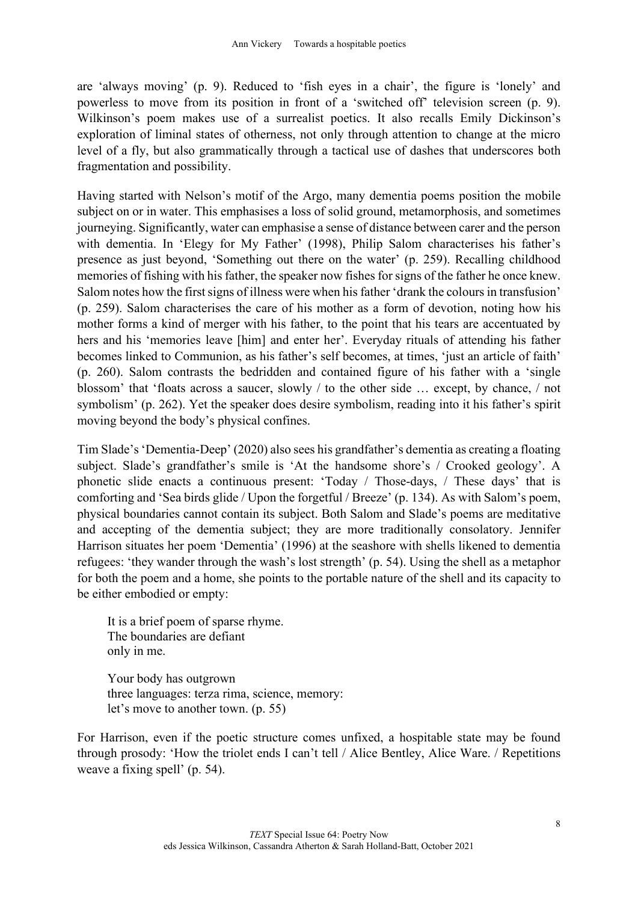are 'always moving' (p. 9). Reduced to 'fish eyes in a chair', the figure is 'lonely' and powerless to move from its position in front of a 'switched off' television screen (p. 9). Wilkinson's poem makes use of a surrealist poetics. It also recalls Emily Dickinson's exploration of liminal states of otherness, not only through attention to change at the micro level of a fly, but also grammatically through a tactical use of dashes that underscores both fragmentation and possibility.

Having started with Nelson's motif of the Argo, many dementia poems position the mobile subject on or in water. This emphasises a loss of solid ground, metamorphosis, and sometimes journeying. Significantly, water can emphasise a sense of distance between carer and the person with dementia. In 'Elegy for My Father' (1998), Philip Salom characterises his father's presence as just beyond, 'Something out there on the water' (p. 259). Recalling childhood memories of fishing with his father, the speaker now fishes for signs of the father he once knew. Salom notes how the first signs of illness were when his father 'drank the colours in transfusion' (p. 259). Salom characterises the care of his mother as a form of devotion, noting how his mother forms a kind of merger with his father, to the point that his tears are accentuated by hers and his 'memories leave [him] and enter her'. Everyday rituals of attending his father becomes linked to Communion, as his father's self becomes, at times, 'just an article of faith' (p. 260). Salom contrasts the bedridden and contained figure of his father with a 'single blossom' that 'floats across a saucer, slowly / to the other side … except, by chance, / not symbolism' (p. 262). Yet the speaker does desire symbolism, reading into it his father's spirit moving beyond the body's physical confines.

Tim Slade's 'Dementia-Deep' (2020) also sees his grandfather's dementia as creating a floating subject. Slade's grandfather's smile is 'At the handsome shore's / Crooked geology'. A phonetic slide enacts a continuous present: 'Today / Those-days, / These days' that is comforting and 'Sea birds glide / Upon the forgetful / Breeze' (p. 134). As with Salom's poem, physical boundaries cannot contain its subject. Both Salom and Slade's poems are meditative and accepting of the dementia subject; they are more traditionally consolatory. Jennifer Harrison situates her poem 'Dementia' (1996) at the seashore with shells likened to dementia refugees: 'they wander through the wash's lost strength' (p. 54). Using the shell as a metaphor for both the poem and a home, she points to the portable nature of the shell and its capacity to be either embodied or empty:

> It is a brief poem of sparse rhyme.
> The boundaries are defiant
> only in me.
>
> Your body has outgrown
> three languages: terza rima, science, memory:
> let's move to another town. (p. 55)

For Harrison, even if the poetic structure comes unfixed, a hospitable state may be found through prosody: 'How the triolet ends I can't tell / Alice Bentley, Alice Ware. / Repetitions weave a fixing spell' (p. 54).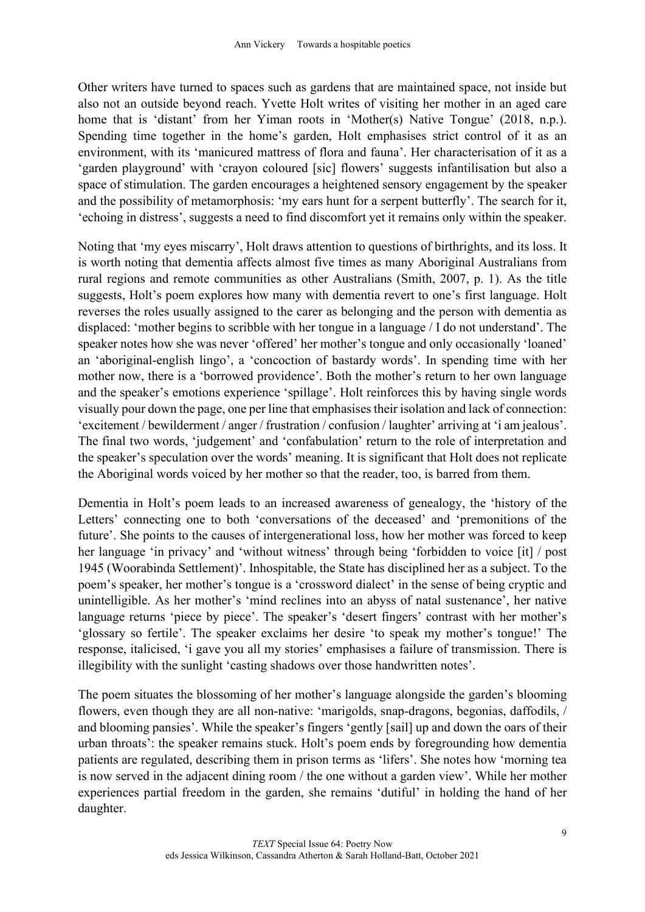Other writers have turned to spaces such as gardens that are maintained space, not inside but also not an outside beyond reach. Yvette Holt writes of visiting her mother in an aged care home that is 'distant' from her Yiman roots in 'Mother(s) Native Tongue' (2018, n.p.). Spending time together in the home's garden, Holt emphasises strict control of it as an environment, with its 'manicured mattress of flora and fauna'. Her characterisation of it as a 'garden playground' with 'crayon coloured [sic] flowers' suggests infantilisation but also a space of stimulation. The garden encourages a heightened sensory engagement by the speaker and the possibility of metamorphosis: 'my ears hunt for a serpent butterfly'. The search for it, 'echoing in distress', suggests a need to find discomfort yet it remains only within the speaker.

Noting that 'my eyes miscarry', Holt draws attention to questions of birthrights, and its loss. It is worth noting that dementia affects almost five times as many Aboriginal Australians from rural regions and remote communities as other Australians (Smith, 2007, p. 1). As the title suggests, Holt's poem explores how many with dementia revert to one's first language. Holt reverses the roles usually assigned to the carer as belonging and the person with dementia as displaced: 'mother begins to scribble with her tongue in a language / I do not understand'. The speaker notes how she was never 'offered' her mother's tongue and only occasionally 'loaned' an 'aboriginal-english lingo', a 'concoction of bastardy words'. In spending time with her mother now, there is a 'borrowed providence'. Both the mother's return to her own language and the speaker's emotions experience 'spillage'. Holt reinforces this by having single words visually pour down the page, one per line that emphasises their isolation and lack of connection: 'excitement / bewilderment / anger / frustration / confusion / laughter' arriving at 'i am jealous'. The final two words, 'judgement' and 'confabulation' return to the role of interpretation and the speaker's speculation over the words' meaning. It is significant that Holt does not replicate the Aboriginal words voiced by her mother so that the reader, too, is barred from them.

Dementia in Holt's poem leads to an increased awareness of genealogy, the 'history of the Letters' connecting one to both 'conversations of the deceased' and 'premonitions of the future'. She points to the causes of intergenerational loss, how her mother was forced to keep her language 'in privacy' and 'without witness' through being 'forbidden to voice [it] / post 1945 (Woorabinda Settlement)'. Inhospitable, the State has disciplined her as a subject. To the poem's speaker, her mother's tongue is a 'crossword dialect' in the sense of being cryptic and unintelligible. As her mother's 'mind reclines into an abyss of natal sustenance', her native language returns 'piece by piece'. The speaker's 'desert fingers' contrast with her mother's 'glossary so fertile'. The speaker exclaims her desire 'to speak my mother's tongue!' The response, italicised, 'i gave you all my stories' emphasises a failure of transmission. There is illegibility with the sunlight 'casting shadows over those handwritten notes'.

The poem situates the blossoming of her mother's language alongside the garden's blooming flowers, even though they are all non-native: 'marigolds, snap-dragons, begonias, daffodils, / and blooming pansies'. While the speaker's fingers 'gently [sail] up and down the oars of their urban throats': the speaker remains stuck. Holt's poem ends by foregrounding how dementia patients are regulated, describing them in prison terms as 'lifers'. She notes how 'morning tea is now served in the adjacent dining room / the one without a garden view'. While her mother experiences partial freedom in the garden, she remains 'dutiful' in holding the hand of her daughter.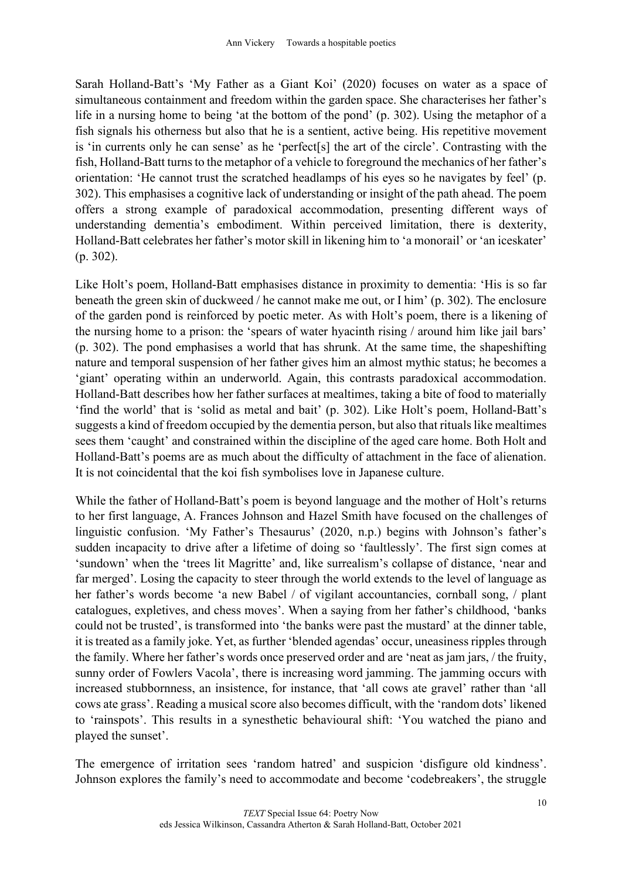Sarah Holland-Batt's 'My Father as a Giant Koi' (2020) focuses on water as a space of simultaneous containment and freedom within the garden space. She characterises her father's life in a nursing home to being 'at the bottom of the pond' (p. 302). Using the metaphor of a fish signals his otherness but also that he is a sentient, active being. His repetitive movement is 'in currents only he can sense' as he 'perfect[s] the art of the circle'. Contrasting with the fish, Holland-Batt turns to the metaphor of a vehicle to foreground the mechanics of her father's orientation: 'He cannot trust the scratched headlamps of his eyes so he navigates by feel' (p. 302). This emphasises a cognitive lack of understanding or insight of the path ahead. The poem offers a strong example of paradoxical accommodation, presenting different ways of understanding dementia's embodiment. Within perceived limitation, there is dexterity, Holland-Batt celebrates her father's motor skill in likening him to 'a monorail' or 'an iceskater' (p. 302).

Like Holt's poem, Holland-Batt emphasises distance in proximity to dementia: 'His is so far beneath the green skin of duckweed / he cannot make me out, or I him' (p. 302). The enclosure of the garden pond is reinforced by poetic meter. As with Holt's poem, there is a likening of the nursing home to a prison: the 'spears of water hyacinth rising / around him like jail bars' (p. 302). The pond emphasises a world that has shrunk. At the same time, the shapeshifting nature and temporal suspension of her father gives him an almost mythic status; he becomes a 'giant' operating within an underworld. Again, this contrasts paradoxical accommodation. Holland-Batt describes how her father surfaces at mealtimes, taking a bite of food to materially 'find the world' that is 'solid as metal and bait' (p. 302). Like Holt's poem, Holland-Batt's suggests a kind of freedom occupied by the dementia person, but also that rituals like mealtimes sees them 'caught' and constrained within the discipline of the aged care home. Both Holt and Holland-Batt's poems are as much about the difficulty of attachment in the face of alienation. It is not coincidental that the koi fish symbolises love in Japanese culture.

While the father of Holland-Batt's poem is beyond language and the mother of Holt's returns to her first language, A. Frances Johnson and Hazel Smith have focused on the challenges of linguistic confusion. 'My Father's Thesaurus' (2020, n.p.) begins with Johnson's father's sudden incapacity to drive after a lifetime of doing so 'faultlessly'. The first sign comes at 'sundown' when the 'trees lit Magritte' and, like surrealism's collapse of distance, 'near and far merged'. Losing the capacity to steer through the world extends to the level of language as her father's words become 'a new Babel / of vigilant accountancies, cornball song, / plant catalogues, expletives, and chess moves'. When a saying from her father's childhood, 'banks could not be trusted', is transformed into 'the banks were past the mustard' at the dinner table, it is treated as a family joke. Yet, as further 'blended agendas' occur, uneasiness ripples through the family. Where her father's words once preserved order and are 'neat as jam jars, / the fruity, sunny order of Fowlers Vacola', there is increasing word jamming. The jamming occurs with increased stubbornness, an insistence, for instance, that 'all cows ate gravel' rather than 'all cows ate grass'. Reading a musical score also becomes difficult, with the 'random dots' likened to 'rainspots'. This results in a synesthetic behavioural shift: 'You watched the piano and played the sunset'.

The emergence of irritation sees 'random hatred' and suspicion 'disfigure old kindness'. Johnson explores the family's need to accommodate and become 'codebreakers', the struggle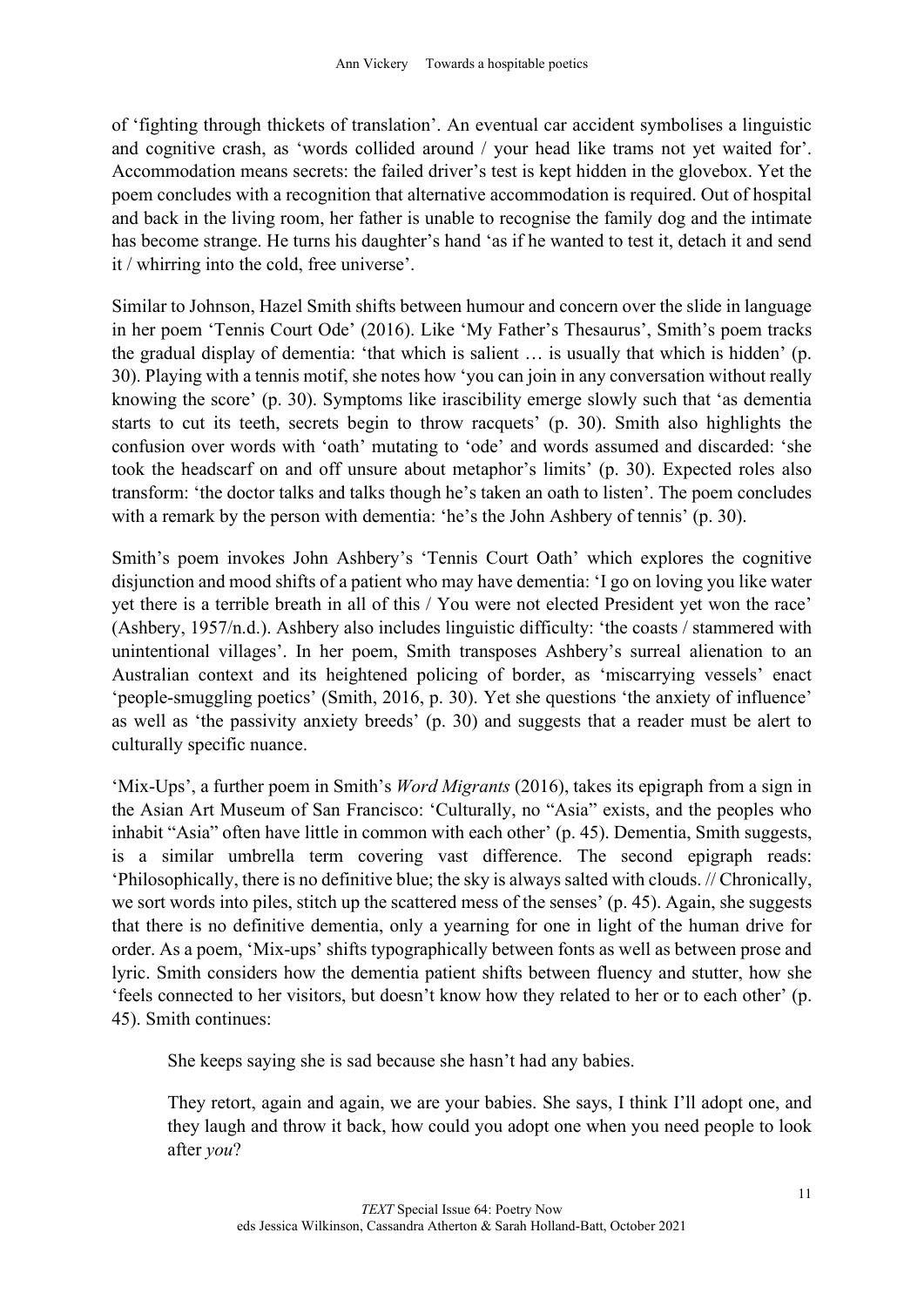of 'fighting through thickets of translation'. An eventual car accident symbolises a linguistic and cognitive crash, as 'words collided around / your head like trams not yet waited for'. Accommodation means secrets: the failed driver's test is kept hidden in the glovebox. Yet the poem concludes with a recognition that alternative accommodation is required. Out of hospital and back in the living room, her father is unable to recognise the family dog and the intimate has become strange. He turns his daughter's hand 'as if he wanted to test it, detach it and send it / whirring into the cold, free universe'.

Similar to Johnson, Hazel Smith shifts between humour and concern over the slide in language in her poem 'Tennis Court Ode' (2016). Like 'My Father's Thesaurus', Smith's poem tracks the gradual display of dementia: 'that which is salient … is usually that which is hidden' (p. 30). Playing with a tennis motif, she notes how 'you can join in any conversation without really knowing the score' (p. 30). Symptoms like irascibility emerge slowly such that 'as dementia starts to cut its teeth, secrets begin to throw racquets' (p. 30). Smith also highlights the confusion over words with 'oath' mutating to 'ode' and words assumed and discarded: 'she took the headscarf on and off unsure about metaphor's limits' (p. 30). Expected roles also transform: 'the doctor talks and talks though he's taken an oath to listen'. The poem concludes with a remark by the person with dementia: 'he's the John Ashbery of tennis' (p. 30).

Smith's poem invokes John Ashbery's 'Tennis Court Oath' which explores the cognitive disjunction and mood shifts of a patient who may have dementia: 'I go on loving you like water yet there is a terrible breath in all of this / You were not elected President yet won the race' (Ashbery, 1957/n.d.). Ashbery also includes linguistic difficulty: 'the coasts / stammered with unintentional villages'. In her poem, Smith transposes Ashbery's surreal alienation to an Australian context and its heightened policing of border, as 'miscarrying vessels' enact 'people-smuggling poetics' (Smith, 2016, p. 30). Yet she questions 'the anxiety of influence' as well as 'the passivity anxiety breeds' (p. 30) and suggests that a reader must be alert to culturally specific nuance.

'Mix-Ups', a further poem in Smith's *Word Migrants* (2016), takes its epigraph from a sign in the Asian Art Museum of San Francisco: 'Culturally, no "Asia" exists, and the peoples who inhabit "Asia" often have little in common with each other' (p. 45). Dementia, Smith suggests, is a similar umbrella term covering vast difference. The second epigraph reads: 'Philosophically, there is no definitive blue; the sky is always salted with clouds. // Chronically, we sort words into piles, stitch up the scattered mess of the senses' (p. 45). Again, she suggests that there is no definitive dementia, only a yearning for one in light of the human drive for order. As a poem, 'Mix-ups' shifts typographically between fonts as well as between prose and lyric. Smith considers how the dementia patient shifts between fluency and stutter, how she 'feels connected to her visitors, but doesn't know how they related to her or to each other' (p. 45). Smith continues:

> She keeps saying she is sad because she hasn't had any babies.
>
> They retort, again and again, we are your babies. She says, I think I'll adopt one, and they laugh and throw it back, how could you adopt one when you need people to look after *you*?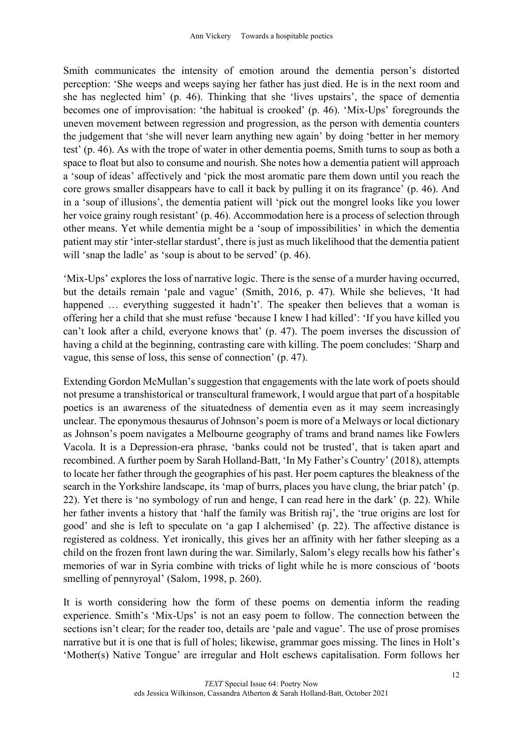Smith communicates the intensity of emotion around the dementia person's distorted perception: 'She weeps and weeps saying her father has just died. He is in the next room and she has neglected him' (p. 46). Thinking that she 'lives upstairs', the space of dementia becomes one of improvisation: 'the habitual is crooked' (p. 46). 'Mix-Ups' foregrounds the uneven movement between regression and progression, as the person with dementia counters the judgement that 'she will never learn anything new again' by doing 'better in her memory test' (p. 46). As with the trope of water in other dementia poems, Smith turns to soup as both a space to float but also to consume and nourish. She notes how a dementia patient will approach a 'soup of ideas' affectively and 'pick the most aromatic pare them down until you reach the core grows smaller disappears have to call it back by pulling it on its fragrance' (p. 46). And in a 'soup of illusions', the dementia patient will 'pick out the mongrel looks like you lower her voice grainy rough resistant' (p. 46). Accommodation here is a process of selection through other means. Yet while dementia might be a 'soup of impossibilities' in which the dementia patient may stir 'inter-stellar stardust', there is just as much likelihood that the dementia patient will 'snap the ladle' as 'soup is about to be served' (p. 46).

'Mix-Ups' explores the loss of narrative logic. There is the sense of a murder having occurred, but the details remain 'pale and vague' (Smith, 2016, p. 47). While she believes, 'It had happened … everything suggested it hadn't'. The speaker then believes that a woman is offering her a child that she must refuse 'because I knew I had killed': 'If you have killed you can't look after a child, everyone knows that' (p. 47). The poem inverses the discussion of having a child at the beginning, contrasting care with killing. The poem concludes: 'Sharp and vague, this sense of loss, this sense of connection' (p. 47).

Extending Gordon McMullan's suggestion that engagements with the late work of poets should not presume a transhistorical or transcultural framework, I would argue that part of a hospitable poetics is an awareness of the situatedness of dementia even as it may seem increasingly unclear. The eponymous thesaurus of Johnson's poem is more of a Melways or local dictionary as Johnson's poem navigates a Melbourne geography of trams and brand names like Fowlers Vacola. It is a Depression-era phrase, 'banks could not be trusted', that is taken apart and recombined. A further poem by Sarah Holland-Batt, 'In My Father's Country' (2018), attempts to locate her father through the geographies of his past. Her poem captures the bleakness of the search in the Yorkshire landscape, its 'map of burrs, places you have clung, the briar patch' (p. 22). Yet there is 'no symbology of run and henge, I can read here in the dark' (p. 22). While her father invents a history that 'half the family was British raj', the 'true origins are lost for good' and she is left to speculate on 'a gap I alchemised' (p. 22). The affective distance is registered as coldness. Yet ironically, this gives her an affinity with her father sleeping as a child on the frozen front lawn during the war. Similarly, Salom's elegy recalls how his father's memories of war in Syria combine with tricks of light while he is more conscious of 'boots smelling of pennyroyal' (Salom, 1998, p. 260).

It is worth considering how the form of these poems on dementia inform the reading experience. Smith's 'Mix-Ups' is not an easy poem to follow. The connection between the sections isn't clear; for the reader too, details are 'pale and vague'. The use of prose promises narrative but it is one that is full of holes; likewise, grammar goes missing. The lines in Holt's 'Mother(s) Native Tongue' are irregular and Holt eschews capitalisation. Form follows her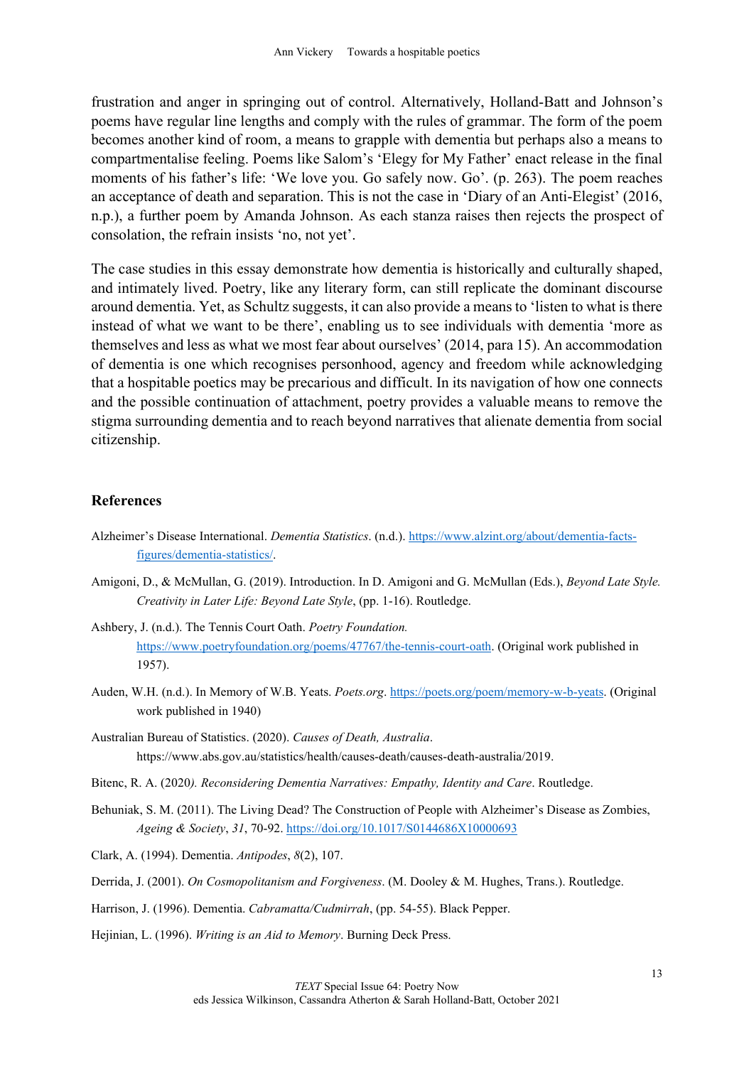frustration and anger in springing out of control. Alternatively, Holland-Batt and Johnson's poems have regular line lengths and comply with the rules of grammar. The form of the poem becomes another kind of room, a means to grapple with dementia but perhaps also a means to compartmentalise feeling. Poems like Salom's 'Elegy for My Father' enact release in the final moments of his father's life: 'We love you. Go safely now. Go'. (p. 263). The poem reaches an acceptance of death and separation. This is not the case in 'Diary of an Anti-Elegist' (2016, n.p.), a further poem by Amanda Johnson. As each stanza raises then rejects the prospect of consolation, the refrain insists 'no, not yet'.

The case studies in this essay demonstrate how dementia is historically and culturally shaped, and intimately lived. Poetry, like any literary form, can still replicate the dominant discourse around dementia. Yet, as Schultz suggests, it can also provide a means to 'listen to what is there instead of what we want to be there', enabling us to see individuals with dementia 'more as themselves and less as what we most fear about ourselves' (2014, para 15). An accommodation of dementia is one which recognises personhood, agency and freedom while acknowledging that a hospitable poetics may be precarious and difficult. In its navigation of how one connects and the possible continuation of attachment, poetry provides a valuable means to remove the stigma surrounding dementia and to reach beyond narratives that alienate dementia from social citizenship.

## References

Alzheimer's Disease International. *Dementia Statistics*. (n.d.). https://www.alzint.org/about/dementia-facts-figures/dementia-statistics/.

Amigoni, D., & McMullan, G. (2019). Introduction. In D. Amigoni and G. McMullan (Eds.), *Beyond Late Style. Creativity in Later Life: Beyond Late Style*, (pp. 1-16). Routledge.

Ashbery, J. (n.d.). The Tennis Court Oath. *Poetry Foundation.* https://www.poetryfoundation.org/poems/47767/the-tennis-court-oath. (Original work published in 1957).

Auden, W.H. (n.d.). In Memory of W.B. Yeats. *Poets.org*. https://poets.org/poem/memory-w-b-yeats. (Original work published in 1940)

Australian Bureau of Statistics. (2020). *Causes of Death, Australia*. https://www.abs.gov.au/statistics/health/causes-death/causes-death-australia/2019.

Bitenc, R. A. (2020*). Reconsidering Dementia Narratives: Empathy, Identity and Care*. Routledge.

Behuniak, S. M. (2011). The Living Dead? The Construction of People with Alzheimer's Disease as Zombies, *Ageing & Society*, *31*, 70-92. https://doi.org/10.1017/S0144686X10000693

Clark, A. (1994). Dementia. *Antipodes*, *8*(2), 107.

Derrida, J. (2001). *On Cosmopolitanism and Forgiveness*. (M. Dooley & M. Hughes, Trans.). Routledge.

Harrison, J. (1996). Dementia. *Cabramatta/Cudmirrah*, (pp. 54-55). Black Pepper.

Hejinian, L. (1996). *Writing is an Aid to Memory*. Burning Deck Press.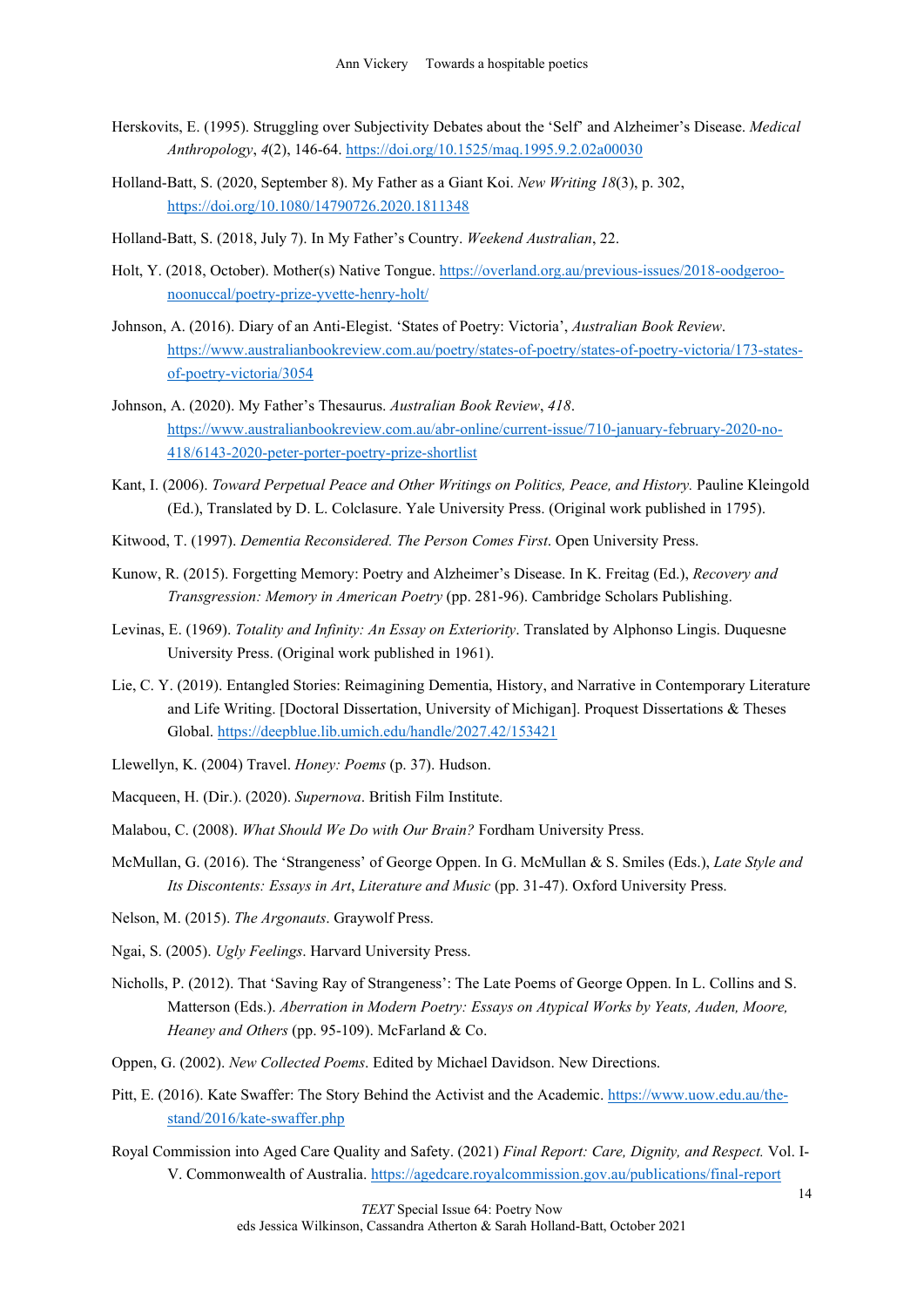Herskovits, E. (1995). Struggling over Subjectivity Debates about the 'Self' and Alzheimer's Disease. *Medical Anthropology*, *4*(2), 146-64. https://doi.org/10.1525/maq.1995.9.2.02a00030

Holland-Batt, S. (2020, September 8). My Father as a Giant Koi. *New Writing 18*(3), p. 302, https://doi.org/10.1080/14790726.2020.1811348

Holland-Batt, S. (2018, July 7). In My Father's Country. *Weekend Australian*, 22.

Holt, Y. (2018, October). Mother(s) Native Tongue. https://overland.org.au/previous-issues/2018-oodgeroo-noonuccal/poetry-prize-yvette-henry-holt/

Johnson, A. (2016). Diary of an Anti-Elegist. 'States of Poetry: Victoria', *Australian Book Review*. https://www.australianbookreview.com.au/poetry/states-of-poetry/states-of-poetry-victoria/173-states-of-poetry-victoria/3054

Johnson, A. (2020). My Father's Thesaurus. *Australian Book Review*, *418*. https://www.australianbookreview.com.au/abr-online/current-issue/710-january-february-2020-no-418/6143-2020-peter-porter-poetry-prize-shortlist

Kant, I. (2006). *Toward Perpetual Peace and Other Writings on Politics, Peace, and History.* Pauline Kleingold (Ed.), Translated by D. L. Colclasure. Yale University Press. (Original work published in 1795).

Kitwood, T. (1997). *Dementia Reconsidered. The Person Comes First*. Open University Press.

Kunow, R. (2015). Forgetting Memory: Poetry and Alzheimer's Disease. In K. Freitag (Ed.), *Recovery and Transgression: Memory in American Poetry* (pp. 281-96). Cambridge Scholars Publishing.

Levinas, E. (1969). *Totality and Infinity: An Essay on Exteriority*. Translated by Alphonso Lingis. Duquesne University Press. (Original work published in 1961).

Lie, C. Y. (2019). Entangled Stories: Reimagining Dementia, History, and Narrative in Contemporary Literature and Life Writing. [Doctoral Dissertation, University of Michigan]. Proquest Dissertations & Theses Global. https://deepblue.lib.umich.edu/handle/2027.42/153421

Llewellyn, K. (2004) Travel. *Honey: Poems* (p. 37). Hudson.

Macqueen, H. (Dir.). (2020). *Supernova*. British Film Institute.

Malabou, C. (2008). *What Should We Do with Our Brain?* Fordham University Press.

McMullan, G. (2016). The 'Strangeness' of George Oppen. In G. McMullan & S. Smiles (Eds.), *Late Style and Its Discontents: Essays in Art*, *Literature and Music* (pp. 31-47). Oxford University Press.

Nelson, M. (2015). *The Argonauts*. Graywolf Press.

Ngai, S. (2005). *Ugly Feelings*. Harvard University Press.

Nicholls, P. (2012). That 'Saving Ray of Strangeness': The Late Poems of George Oppen. In L. Collins and S. Matterson (Eds.). *Aberration in Modern Poetry: Essays on Atypical Works by Yeats, Auden, Moore, Heaney and Others* (pp. 95-109). McFarland & Co.

Oppen, G. (2002). *New Collected Poems*. Edited by Michael Davidson. New Directions.

Pitt, E. (2016). Kate Swaffer: The Story Behind the Activist and the Academic. https://www.uow.edu.au/the-stand/2016/kate-swaffer.php

Royal Commission into Aged Care Quality and Safety. (2021) *Final Report: Care, Dignity, and Respect.* Vol. I-V. Commonwealth of Australia. https://agedcare.royalcommission.gov.au/publications/final-report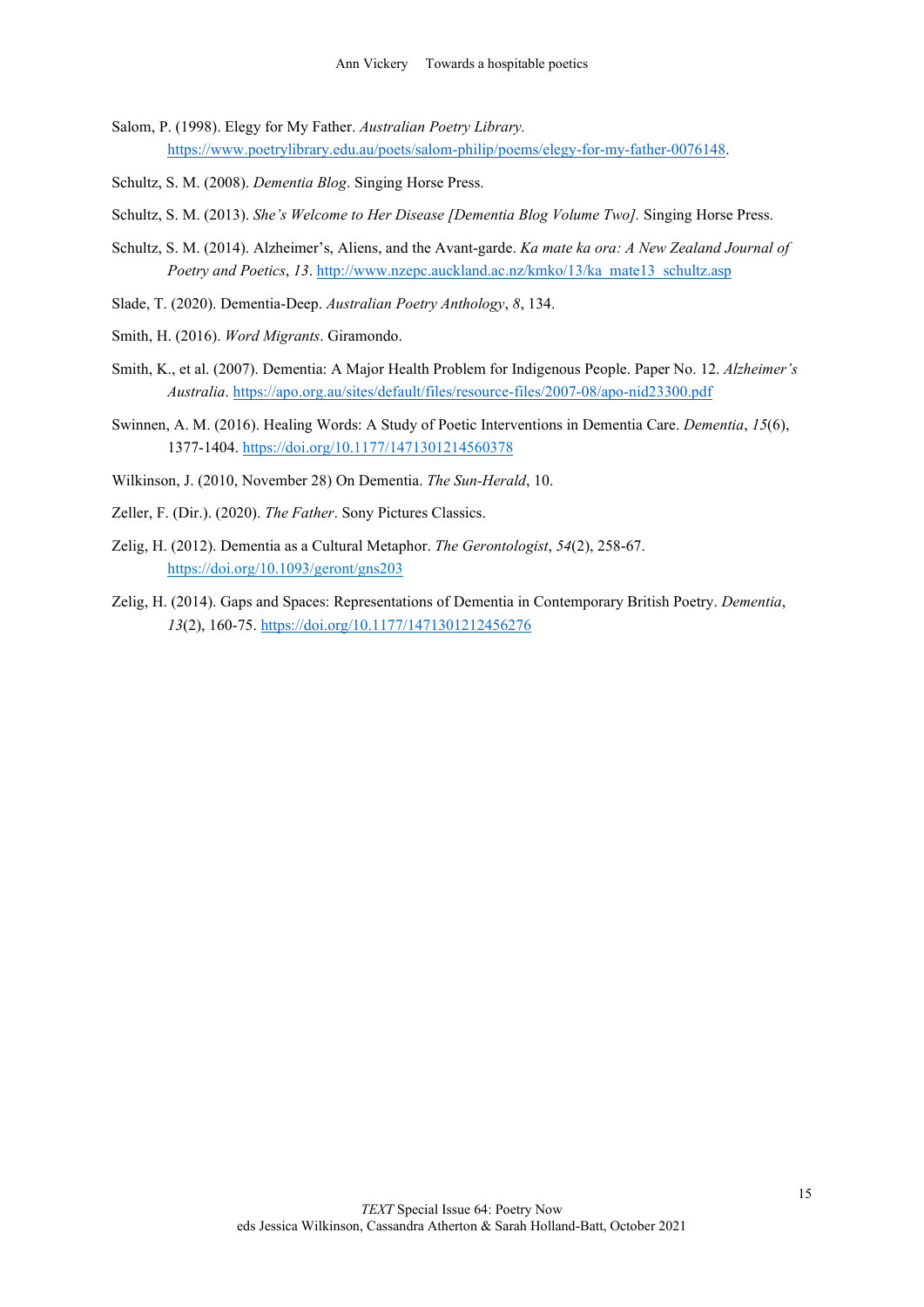Salom, P. (1998). Elegy for My Father. *Australian Poetry Library.* https://www.poetrylibrary.edu.au/poets/salom-philip/poems/elegy-for-my-father-0076148.

Schultz, S. M. (2008). *Dementia Blog*. Singing Horse Press.

Schultz, S. M. (2013). *She's Welcome to Her Disease [Dementia Blog Volume Two].* Singing Horse Press.

Schultz, S. M. (2014). Alzheimer's, Aliens, and the Avant-garde. *Ka mate ka ora: A New Zealand Journal of Poetry and Poetics*, *13*. http://www.nzepc.auckland.ac.nz/kmko/13/ka_mate13_schultz.asp

Slade, T. (2020). Dementia-Deep. *Australian Poetry Anthology*, *8*, 134.

Smith, H. (2016). *Word Migrants*. Giramondo.

Smith, K., et al. (2007). Dementia: A Major Health Problem for Indigenous People. Paper No. 12. *Alzheimer's Australia*. https://apo.org.au/sites/default/files/resource-files/2007-08/apo-nid23300.pdf

Swinnen, A. M. (2016). Healing Words: A Study of Poetic Interventions in Dementia Care. *Dementia*, *15*(6), 1377-1404. https://doi.org/10.1177/1471301214560378

Wilkinson, J. (2010, November 28) On Dementia. *The Sun-Herald*, 10.

Zeller, F. (Dir.). (2020). *The Father*. Sony Pictures Classics.

Zelig, H. (2012). Dementia as a Cultural Metaphor. *The Gerontologist*, *54*(2), 258-67. https://doi.org/10.1093/geront/gns203

Zelig, H. (2014). Gaps and Spaces: Representations of Dementia in Contemporary British Poetry. *Dementia*, *13*(2), 160-75. https://doi.org/10.1177/1471301212456276